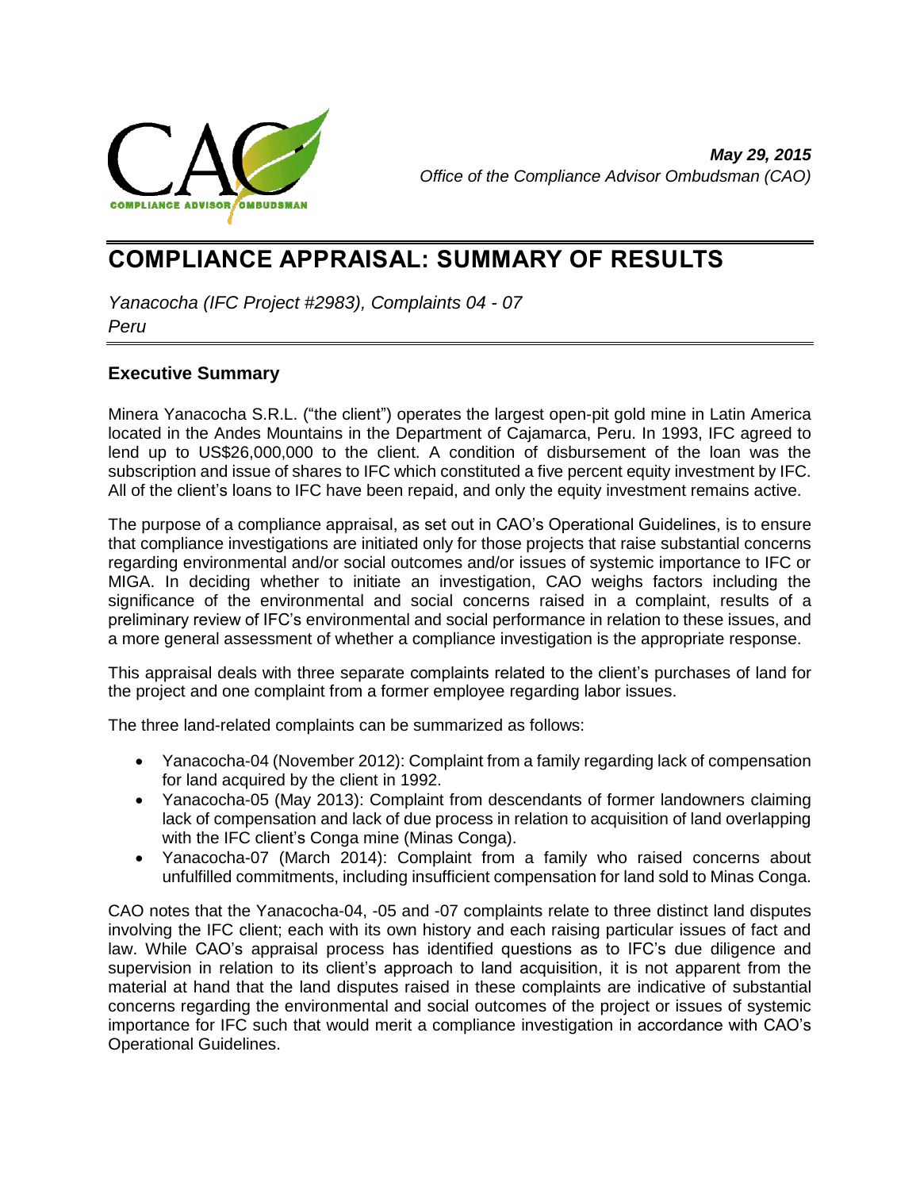**May 29, 2015**
*Office of the Compliance Advisor Ombudsman (CAO)*

# COMPLIANCE APPRAISAL: SUMMARY OF RESULTS

*Yanacocha (IFC Project #2983), Complaints 04 - 07*
*Peru*

## Executive Summary

Minera Yanacocha S.R.L. ("the client") operates the largest open-pit gold mine in Latin America located in the Andes Mountains in the Department of Cajamarca, Peru. In 1993, IFC agreed to lend up to US$26,000,000 to the client. A condition of disbursement of the loan was the subscription and issue of shares to IFC which constituted a five percent equity investment by IFC. All of the client's loans to IFC have been repaid, and only the equity investment remains active.

The purpose of a compliance appraisal, as set out in CAO's Operational Guidelines, is to ensure that compliance investigations are initiated only for those projects that raise substantial concerns regarding environmental and/or social outcomes and/or issues of systemic importance to IFC or MIGA. In deciding whether to initiate an investigation, CAO weighs factors including the significance of the environmental and social concerns raised in a complaint, results of a preliminary review of IFC's environmental and social performance in relation to these issues, and a more general assessment of whether a compliance investigation is the appropriate response.

This appraisal deals with three separate complaints related to the client's purchases of land for the project and one complaint from a former employee regarding labor issues.

The three land-related complaints can be summarized as follows:

- Yanacocha-04 (November 2012): Complaint from a family regarding lack of compensation for land acquired by the client in 1992.
- Yanacocha-05 (May 2013): Complaint from descendants of former landowners claiming lack of compensation and lack of due process in relation to acquisition of land overlapping with the IFC client's Conga mine (Minas Conga).
- Yanacocha-07 (March 2014): Complaint from a family who raised concerns about unfulfilled commitments, including insufficient compensation for land sold to Minas Conga.

CAO notes that the Yanacocha-04, -05 and -07 complaints relate to three distinct land disputes involving the IFC client; each with its own history and each raising particular issues of fact and law. While CAO's appraisal process has identified questions as to IFC's due diligence and supervision in relation to its client's approach to land acquisition, it is not apparent from the material at hand that the land disputes raised in these complaints are indicative of substantial concerns regarding the environmental and social outcomes of the project or issues of systemic importance for IFC such that would merit a compliance investigation in accordance with CAO's Operational Guidelines.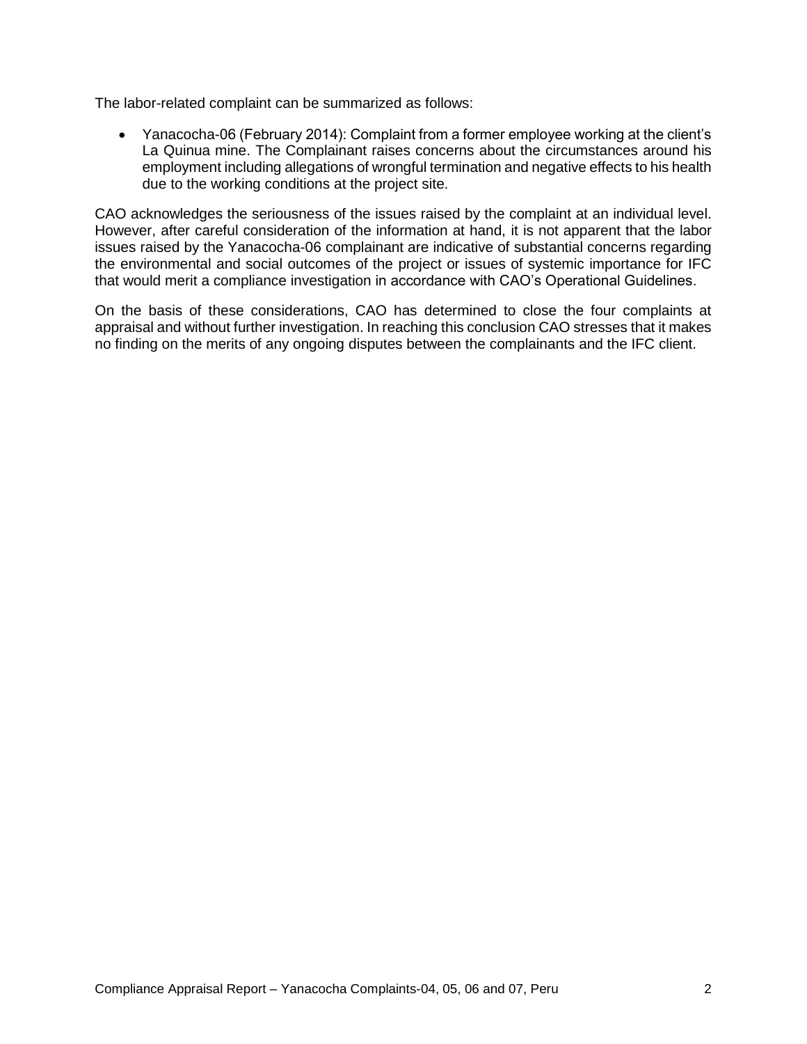The labor-related complaint can be summarized as follows:

- Yanacocha-06 (February 2014): Complaint from a former employee working at the client's La Quinua mine. The Complainant raises concerns about the circumstances around his employment including allegations of wrongful termination and negative effects to his health due to the working conditions at the project site.

CAO acknowledges the seriousness of the issues raised by the complaint at an individual level. However, after careful consideration of the information at hand, it is not apparent that the labor issues raised by the Yanacocha-06 complainant are indicative of substantial concerns regarding the environmental and social outcomes of the project or issues of systemic importance for IFC that would merit a compliance investigation in accordance with CAO's Operational Guidelines.

On the basis of these considerations, CAO has determined to close the four complaints at appraisal and without further investigation. In reaching this conclusion CAO stresses that it makes no finding on the merits of any ongoing disputes between the complainants and the IFC client.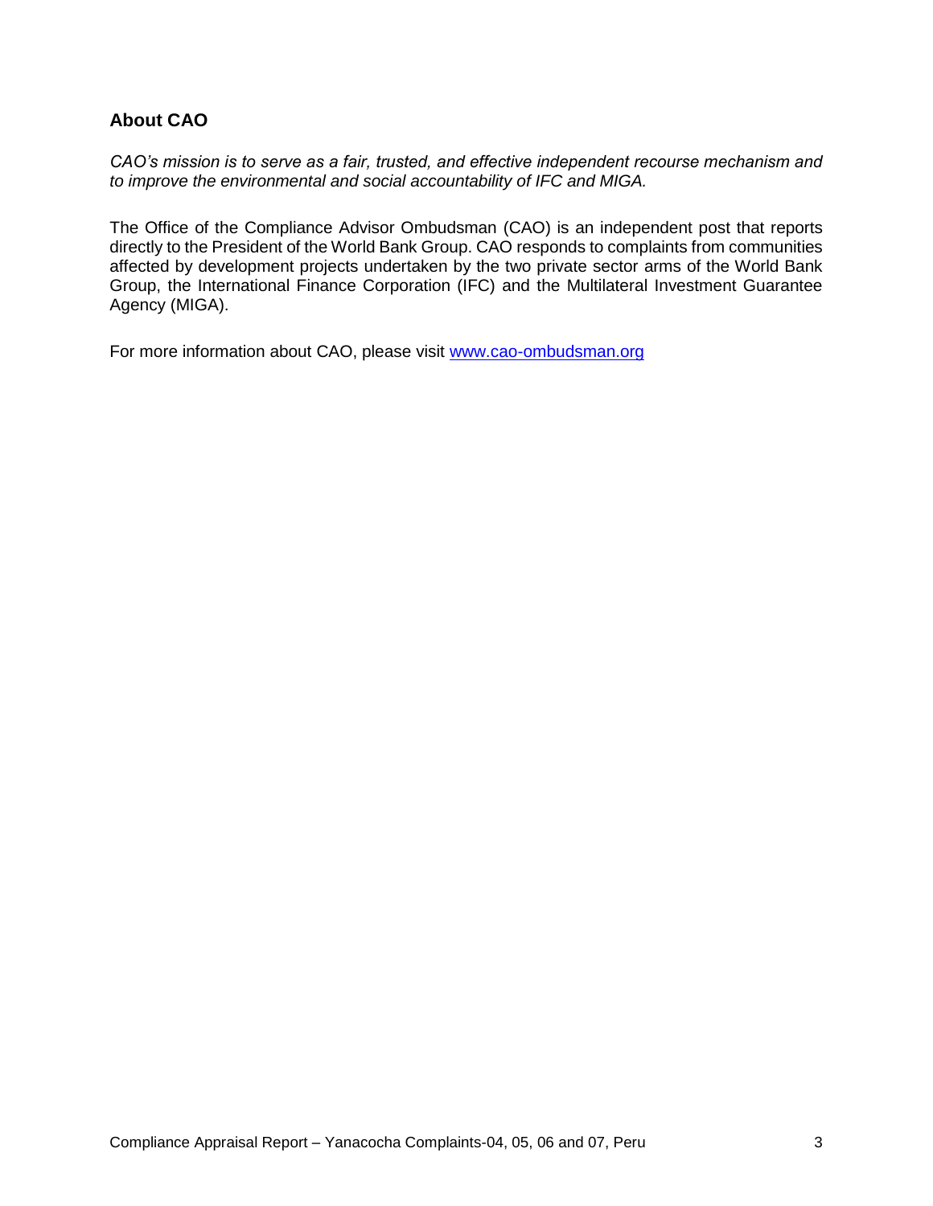## About CAO

*CAO's mission is to serve as a fair, trusted, and effective independent recourse mechanism and to improve the environmental and social accountability of IFC and MIGA.*

The Office of the Compliance Advisor Ombudsman (CAO) is an independent post that reports directly to the President of the World Bank Group. CAO responds to complaints from communities affected by development projects undertaken by the two private sector arms of the World Bank Group, the International Finance Corporation (IFC) and the Multilateral Investment Guarantee Agency (MIGA).

For more information about CAO, please visit [www.cao-ombudsman.org](http://www.cao-ombudsman.org)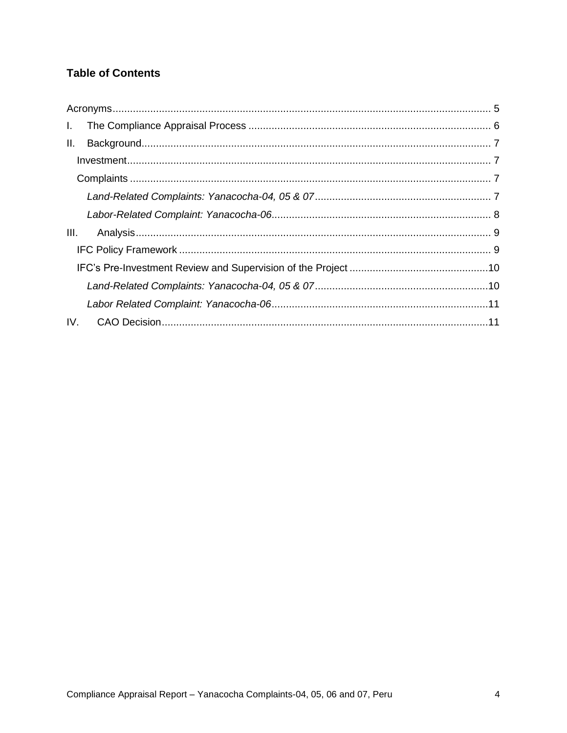## Table of Contents

Acronyms .......... 5

I. The Compliance Appraisal Process .......... 6

II. Background .......... 7

- Investment .......... 7
- Complaints .......... 7
  - *Land-Related Complaints: Yanacocha-04, 05 & 07* .......... 7
  - *Labor-Related Complaint: Yanacocha-06* .......... 8

III. Analysis .......... 9

- IFC Policy Framework .......... 9
- IFC's Pre-Investment Review and Supervision of the Project .......... 10
  - *Land-Related Complaints: Yanacocha-04, 05 & 07* .......... 10
  - *Labor Related Complaint: Yanacocha-06* .......... 11

IV. CAO Decision .......... 11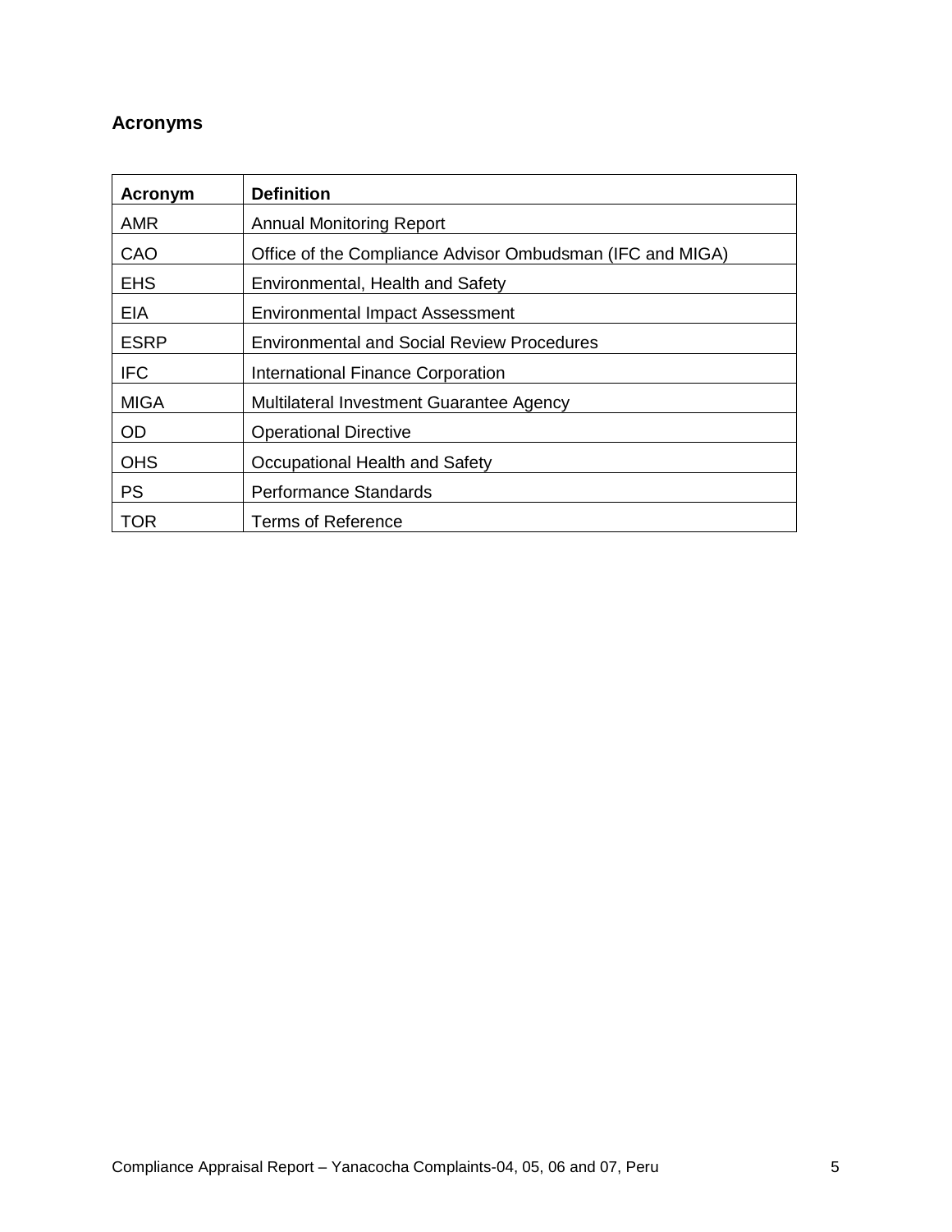## Acronyms

| Acronym | Definition |
|---|---|
| AMR | Annual Monitoring Report |
| CAO | Office of the Compliance Advisor Ombudsman (IFC and MIGA) |
| EHS | Environmental, Health and Safety |
| EIA | Environmental Impact Assessment |
| ESRP | Environmental and Social Review Procedures |
| IFC | International Finance Corporation |
| MIGA | Multilateral Investment Guarantee Agency |
| OD | Operational Directive |
| OHS | Occupational Health and Safety |
| PS | Performance Standards |
| TOR | Terms of Reference |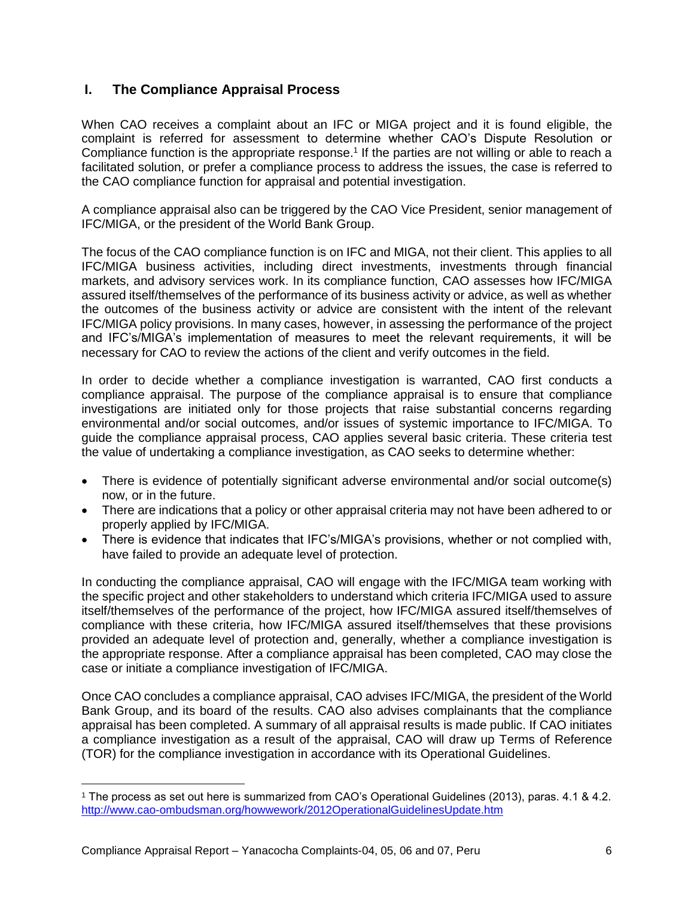## I. The Compliance Appraisal Process

When CAO receives a complaint about an IFC or MIGA project and it is found eligible, the complaint is referred for assessment to determine whether CAO's Dispute Resolution or Compliance function is the appropriate response.[1] If the parties are not willing or able to reach a facilitated solution, or prefer a compliance process to address the issues, the case is referred to the CAO compliance function for appraisal and potential investigation.

A compliance appraisal also can be triggered by the CAO Vice President, senior management of IFC/MIGA, or the president of the World Bank Group.

The focus of the CAO compliance function is on IFC and MIGA, not their client. This applies to all IFC/MIGA business activities, including direct investments, investments through financial markets, and advisory services work. In its compliance function, CAO assesses how IFC/MIGA assured itself/themselves of the performance of its business activity or advice, as well as whether the outcomes of the business activity or advice are consistent with the intent of the relevant IFC/MIGA policy provisions. In many cases, however, in assessing the performance of the project and IFC's/MIGA's implementation of measures to meet the relevant requirements, it will be necessary for CAO to review the actions of the client and verify outcomes in the field.

In order to decide whether a compliance investigation is warranted, CAO first conducts a compliance appraisal. The purpose of the compliance appraisal is to ensure that compliance investigations are initiated only for those projects that raise substantial concerns regarding environmental and/or social outcomes, and/or issues of systemic importance to IFC/MIGA. To guide the compliance appraisal process, CAO applies several basic criteria. These criteria test the value of undertaking a compliance investigation, as CAO seeks to determine whether:

- There is evidence of potentially significant adverse environmental and/or social outcome(s) now, or in the future.
- There are indications that a policy or other appraisal criteria may not have been adhered to or properly applied by IFC/MIGA.
- There is evidence that indicates that IFC's/MIGA's provisions, whether or not complied with, have failed to provide an adequate level of protection.

In conducting the compliance appraisal, CAO will engage with the IFC/MIGA team working with the specific project and other stakeholders to understand which criteria IFC/MIGA used to assure itself/themselves of the performance of the project, how IFC/MIGA assured itself/themselves of compliance with these criteria, how IFC/MIGA assured itself/themselves that these provisions provided an adequate level of protection and, generally, whether a compliance investigation is the appropriate response. After a compliance appraisal has been completed, CAO may close the case or initiate a compliance investigation of IFC/MIGA.

Once CAO concludes a compliance appraisal, CAO advises IFC/MIGA, the president of the World Bank Group, and its board of the results. CAO also advises complainants that the compliance appraisal has been completed. A summary of all appraisal results is made public. If CAO initiates a compliance investigation as a result of the appraisal, CAO will draw up Terms of Reference (TOR) for the compliance investigation in accordance with its Operational Guidelines.

---

[1] The process as set out here is summarized from CAO's Operational Guidelines (2013), paras. 4.1 & 4.2. http://www.cao-ombudsman.org/howwework/2012OperationalGuidelinesUpdate.htm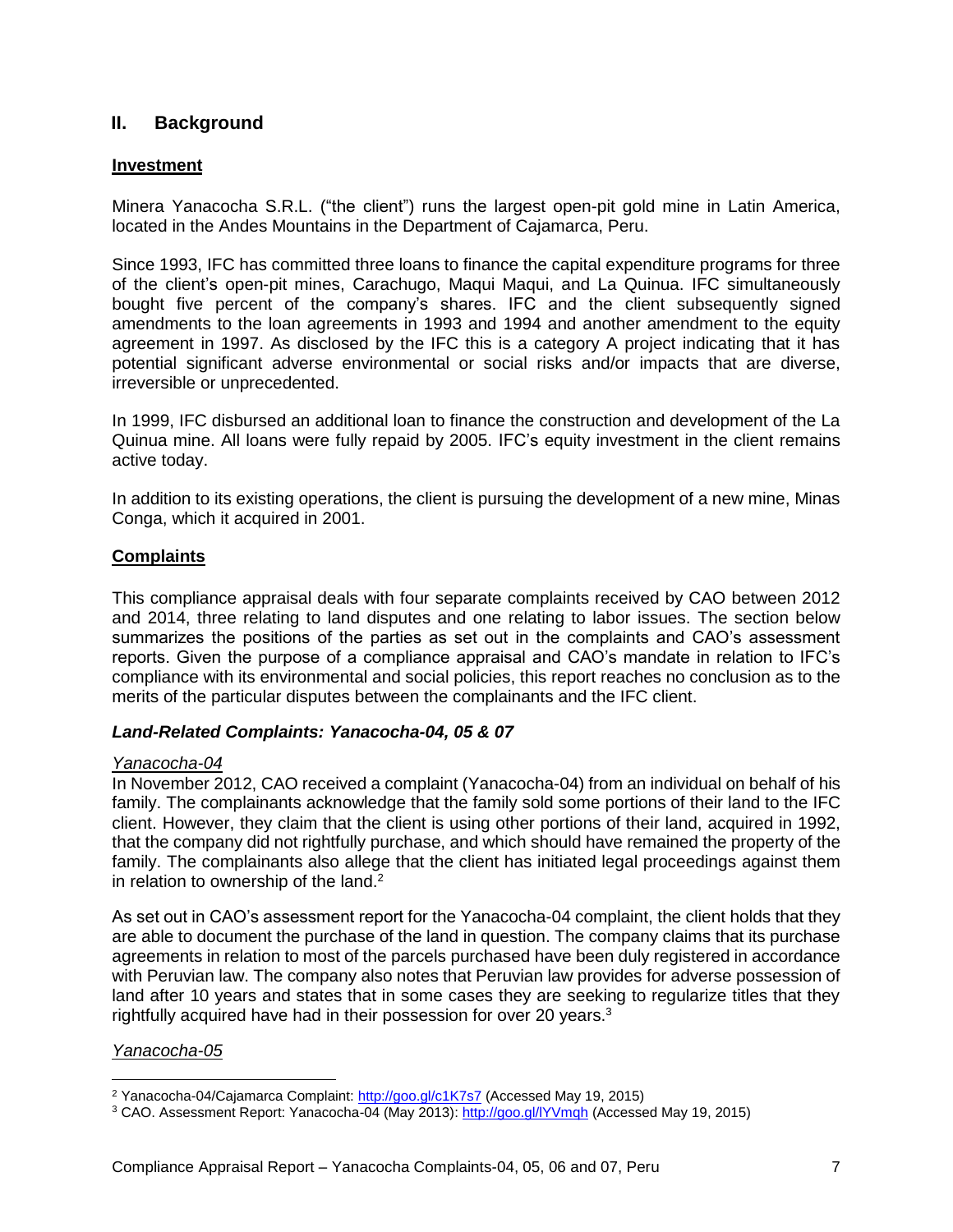## II. Background

**Investment**

Minera Yanacocha S.R.L. ("the client") runs the largest open-pit gold mine in Latin America, located in the Andes Mountains in the Department of Cajamarca, Peru.

Since 1993, IFC has committed three loans to finance the capital expenditure programs for three of the client's open-pit mines, Carachugo, Maqui Maqui, and La Quinua. IFC simultaneously bought five percent of the company's shares. IFC and the client subsequently signed amendments to the loan agreements in 1993 and 1994 and another amendment to the equity agreement in 1997. As disclosed by the IFC this is a category A project indicating that it has potential significant adverse environmental or social risks and/or impacts that are diverse, irreversible or unprecedented.

In 1999, IFC disbursed an additional loan to finance the construction and development of the La Quinua mine. All loans were fully repaid by 2005. IFC's equity investment in the client remains active today.

In addition to its existing operations, the client is pursuing the development of a new mine, Minas Conga, which it acquired in 2001.

**Complaints**

This compliance appraisal deals with four separate complaints received by CAO between 2012 and 2014, three relating to land disputes and one relating to labor issues. The section below summarizes the positions of the parties as set out in the complaints and CAO's assessment reports. Given the purpose of a compliance appraisal and CAO's mandate in relation to IFC's compliance with its environmental and social policies, this report reaches no conclusion as to the merits of the particular disputes between the complainants and the IFC client.

***Land-Related Complaints: Yanacocha-04, 05 & 07***

*Yanacocha-04*

In November 2012, CAO received a complaint (Yanacocha-04) from an individual on behalf of his family. The complainants acknowledge that the family sold some portions of their land to the IFC client. However, they claim that the client is using other portions of their land, acquired in 1992, that the company did not rightfully purchase, and which should have remained the property of the family. The complainants also allege that the client has initiated legal proceedings against them in relation to ownership of the land.[2]

As set out in CAO's assessment report for the Yanacocha-04 complaint, the client holds that they are able to document the purchase of the land in question. The company claims that its purchase agreements in relation to most of the parcels purchased have been duly registered in accordance with Peruvian law. The company also notes that Peruvian law provides for adverse possession of land after 10 years and states that in some cases they are seeking to regularize titles that they rightfully acquired have had in their possession for over 20 years.[3]

*Yanacocha-05*

[2] Yanacocha-04/Cajamarca Complaint: http://goo.gl/c1K7s7 (Accessed May 19, 2015)

[3] CAO. Assessment Report: Yanacocha-04 (May 2013): http://goo.gl/lYVmqh (Accessed May 19, 2015)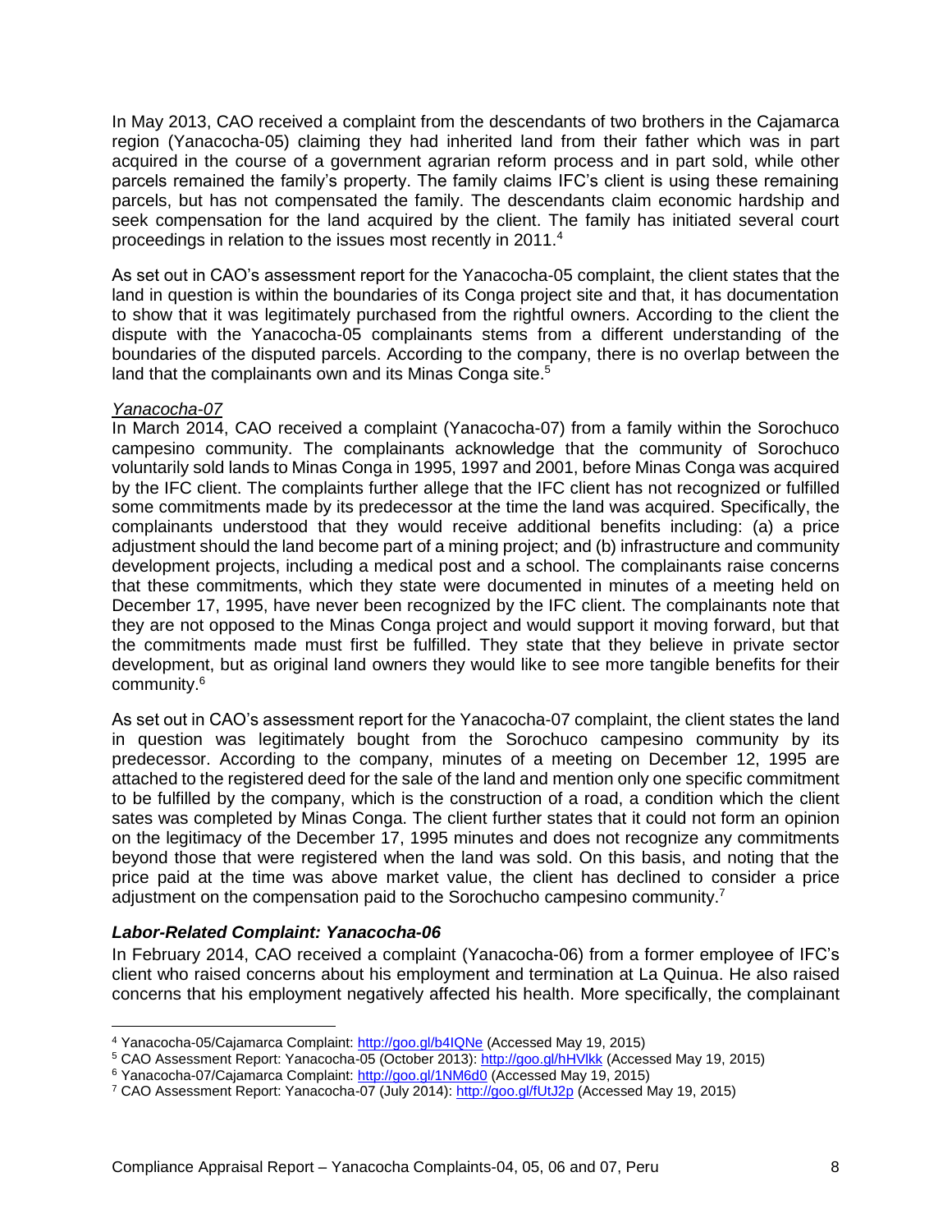In May 2013, CAO received a complaint from the descendants of two brothers in the Cajamarca region (Yanacocha-05) claiming they had inherited land from their father which was in part acquired in the course of a government agrarian reform process and in part sold, while other parcels remained the family's property. The family claims IFC's client is using these remaining parcels, but has not compensated the family. The descendants claim economic hardship and seek compensation for the land acquired by the client. The family has initiated several court proceedings in relation to the issues most recently in 2011.[4]

As set out in CAO's assessment report for the Yanacocha-05 complaint, the client states that the land in question is within the boundaries of its Conga project site and that, it has documentation to show that it was legitimately purchased from the rightful owners. According to the client the dispute with the Yanacocha-05 complainants stems from a different understanding of the boundaries of the disputed parcels. According to the company, there is no overlap between the land that the complainants own and its Minas Conga site.[5]

*Yanacocha-07*

In March 2014, CAO received a complaint (Yanacocha-07) from a family within the Sorochuco campesino community. The complainants acknowledge that the community of Sorochuco voluntarily sold lands to Minas Conga in 1995, 1997 and 2001, before Minas Conga was acquired by the IFC client. The complaints further allege that the IFC client has not recognized or fulfilled some commitments made by its predecessor at the time the land was acquired. Specifically, the complainants understood that they would receive additional benefits including: (a) a price adjustment should the land become part of a mining project; and (b) infrastructure and community development projects, including a medical post and a school. The complainants raise concerns that these commitments, which they state were documented in minutes of a meeting held on December 17, 1995, have never been recognized by the IFC client. The complainants note that they are not opposed to the Minas Conga project and would support it moving forward, but that the commitments made must first be fulfilled. They state that they believe in private sector development, but as original land owners they would like to see more tangible benefits for their community.[6]

As set out in CAO's assessment report for the Yanacocha-07 complaint, the client states the land in question was legitimately bought from the Sorochuco campesino community by its predecessor. According to the company, minutes of a meeting on December 12, 1995 are attached to the registered deed for the sale of the land and mention only one specific commitment to be fulfilled by the company, which is the construction of a road, a condition which the client sates was completed by Minas Conga. The client further states that it could not form an opinion on the legitimacy of the December 17, 1995 minutes and does not recognize any commitments beyond those that were registered when the land was sold. On this basis, and noting that the price paid at the time was above market value, the client has declined to consider a price adjustment on the compensation paid to the Sorochucho campesino community.[7]

### *Labor-Related Complaint: Yanacocha-06*

In February 2014, CAO received a complaint (Yanacocha-06) from a former employee of IFC's client who raised concerns about his employment and termination at La Quinua. He also raised concerns that his employment negatively affected his health. More specifically, the complainant

---

[4] Yanacocha-05/Cajamarca Complaint: http://goo.gl/b4IQNe (Accessed May 19, 2015)

[5] CAO Assessment Report: Yanacocha-05 (October 2013): http://goo.gl/hHVlkk (Accessed May 19, 2015)

[6] Yanacocha-07/Cajamarca Complaint: http://goo.gl/1NM6d0 (Accessed May 19, 2015)

[7] CAO Assessment Report: Yanacocha-07 (July 2014): http://goo.gl/fUtJ2p (Accessed May 19, 2015)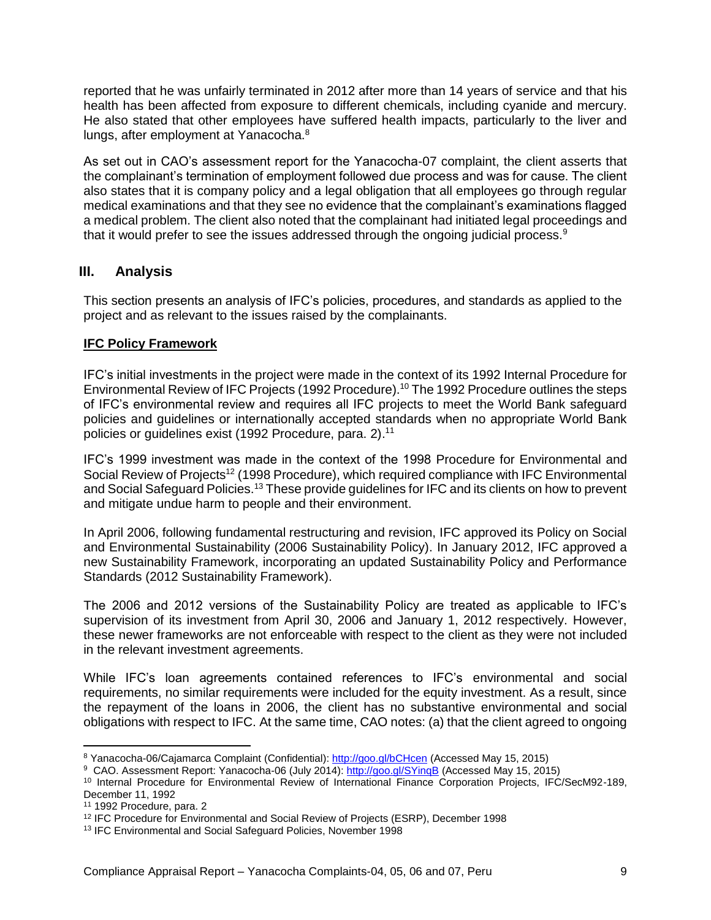reported that he was unfairly terminated in 2012 after more than 14 years of service and that his health has been affected from exposure to different chemicals, including cyanide and mercury. He also stated that other employees have suffered health impacts, particularly to the liver and lungs, after employment at Yanacocha.[8]

As set out in CAO's assessment report for the Yanacocha-07 complaint, the client asserts that the complainant's termination of employment followed due process and was for cause. The client also states that it is company policy and a legal obligation that all employees go through regular medical examinations and that they see no evidence that the complainant's examinations flagged a medical problem. The client also noted that the complainant had initiated legal proceedings and that it would prefer to see the issues addressed through the ongoing judicial process.[9]

## III. Analysis

This section presents an analysis of IFC's policies, procedures, and standards as applied to the project and as relevant to the issues raised by the complainants.

### IFC Policy Framework

IFC's initial investments in the project were made in the context of its 1992 Internal Procedure for Environmental Review of IFC Projects (1992 Procedure).[10] The 1992 Procedure outlines the steps of IFC's environmental review and requires all IFC projects to meet the World Bank safeguard policies and guidelines or internationally accepted standards when no appropriate World Bank policies or guidelines exist (1992 Procedure, para. 2).[11]

IFC's 1999 investment was made in the context of the 1998 Procedure for Environmental and Social Review of Projects[12] (1998 Procedure), which required compliance with IFC Environmental and Social Safeguard Policies.[13] These provide guidelines for IFC and its clients on how to prevent and mitigate undue harm to people and their environment.

In April 2006, following fundamental restructuring and revision, IFC approved its Policy on Social and Environmental Sustainability (2006 Sustainability Policy). In January 2012, IFC approved a new Sustainability Framework, incorporating an updated Sustainability Policy and Performance Standards (2012 Sustainability Framework).

The 2006 and 2012 versions of the Sustainability Policy are treated as applicable to IFC's supervision of its investment from April 30, 2006 and January 1, 2012 respectively. However, these newer frameworks are not enforceable with respect to the client as they were not included in the relevant investment agreements.

While IFC's loan agreements contained references to IFC's environmental and social requirements, no similar requirements were included for the equity investment. As a result, since the repayment of the loans in 2006, the client has no substantive environmental and social obligations with respect to IFC. At the same time, CAO notes: (a) that the client agreed to ongoing

---

[8] Yanacocha-06/Cajamarca Complaint (Confidential): http://goo.gl/bCHcen (Accessed May 15, 2015)

[9] CAO. Assessment Report: Yanacocha-06 (July 2014): http://goo.gl/SYinqB (Accessed May 15, 2015)

[10] Internal Procedure for Environmental Review of International Finance Corporation Projects, IFC/SecM92-189, December 11, 1992

[11] 1992 Procedure, para. 2

[12] IFC Procedure for Environmental and Social Review of Projects (ESRP), December 1998

[13] IFC Environmental and Social Safeguard Policies, November 1998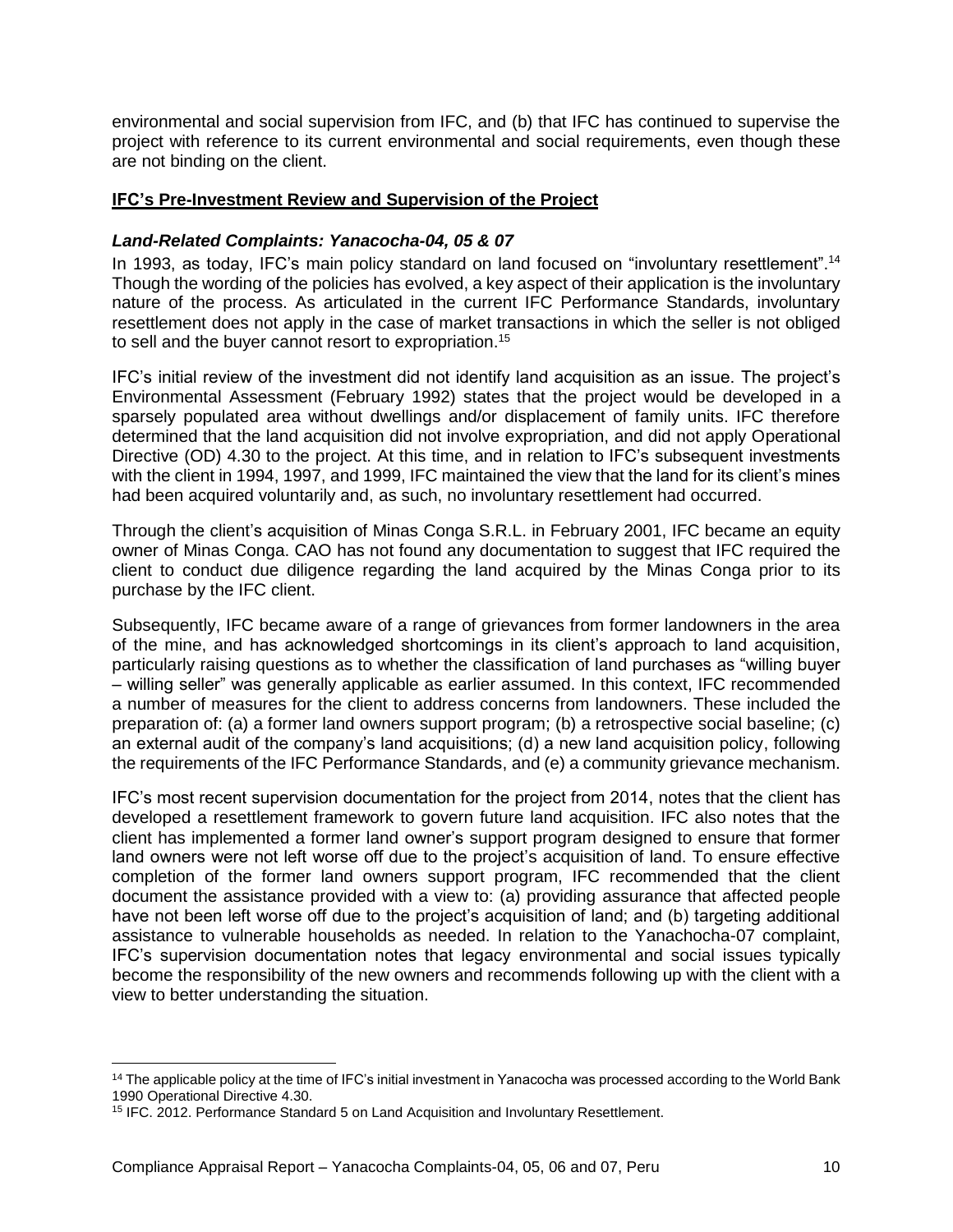environmental and social supervision from IFC, and (b) that IFC has continued to supervise the project with reference to its current environmental and social requirements, even though these are not binding on the client.

## IFC's Pre-Investment Review and Supervision of the Project

### *Land-Related Complaints: Yanacocha-04, 05 & 07*

In 1993, as today, IFC's main policy standard on land focused on "involuntary resettlement".[14] Though the wording of the policies has evolved, a key aspect of their application is the involuntary nature of the process. As articulated in the current IFC Performance Standards, involuntary resettlement does not apply in the case of market transactions in which the seller is not obliged to sell and the buyer cannot resort to expropriation.[15]

IFC's initial review of the investment did not identify land acquisition as an issue. The project's Environmental Assessment (February 1992) states that the project would be developed in a sparsely populated area without dwellings and/or displacement of family units. IFC therefore determined that the land acquisition did not involve expropriation, and did not apply Operational Directive (OD) 4.30 to the project. At this time, and in relation to IFC's subsequent investments with the client in 1994, 1997, and 1999, IFC maintained the view that the land for its client's mines had been acquired voluntarily and, as such, no involuntary resettlement had occurred.

Through the client's acquisition of Minas Conga S.R.L. in February 2001, IFC became an equity owner of Minas Conga. CAO has not found any documentation to suggest that IFC required the client to conduct due diligence regarding the land acquired by the Minas Conga prior to its purchase by the IFC client.

Subsequently, IFC became aware of a range of grievances from former landowners in the area of the mine, and has acknowledged shortcomings in its client's approach to land acquisition, particularly raising questions as to whether the classification of land purchases as "willing buyer – willing seller" was generally applicable as earlier assumed. In this context, IFC recommended a number of measures for the client to address concerns from landowners. These included the preparation of: (a) a former land owners support program; (b) a retrospective social baseline; (c) an external audit of the company's land acquisitions; (d) a new land acquisition policy, following the requirements of the IFC Performance Standards, and (e) a community grievance mechanism.

IFC's most recent supervision documentation for the project from 2014, notes that the client has developed a resettlement framework to govern future land acquisition. IFC also notes that the client has implemented a former land owner's support program designed to ensure that former land owners were not left worse off due to the project's acquisition of land. To ensure effective completion of the former land owners support program, IFC recommended that the client document the assistance provided with a view to: (a) providing assurance that affected people have not been left worse off due to the project's acquisition of land; and (b) targeting additional assistance to vulnerable households as needed. In relation to the Yanachocha-07 complaint, IFC's supervision documentation notes that legacy environmental and social issues typically become the responsibility of the new owners and recommends following up with the client with a view to better understanding the situation.

---

[14] The applicable policy at the time of IFC's initial investment in Yanacocha was processed according to the World Bank 1990 Operational Directive 4.30.

[15] IFC. 2012. Performance Standard 5 on Land Acquisition and Involuntary Resettlement.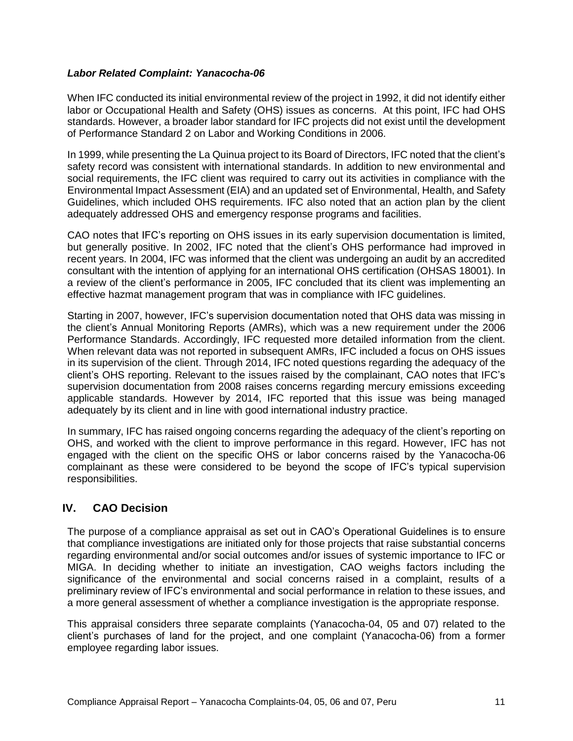***Labor Related Complaint: Yanacocha-06***

When IFC conducted its initial environmental review of the project in 1992, it did not identify either labor or Occupational Health and Safety (OHS) issues as concerns. At this point, IFC had OHS standards. However, a broader labor standard for IFC projects did not exist until the development of Performance Standard 2 on Labor and Working Conditions in 2006.

In 1999, while presenting the La Quinua project to its Board of Directors, IFC noted that the client's safety record was consistent with international standards. In addition to new environmental and social requirements, the IFC client was required to carry out its activities in compliance with the Environmental Impact Assessment (EIA) and an updated set of Environmental, Health, and Safety Guidelines, which included OHS requirements. IFC also noted that an action plan by the client adequately addressed OHS and emergency response programs and facilities.

CAO notes that IFC's reporting on OHS issues in its early supervision documentation is limited, but generally positive. In 2002, IFC noted that the client's OHS performance had improved in recent years. In 2004, IFC was informed that the client was undergoing an audit by an accredited consultant with the intention of applying for an international OHS certification (OHSAS 18001). In a review of the client's performance in 2005, IFC concluded that its client was implementing an effective hazmat management program that was in compliance with IFC guidelines.

Starting in 2007, however, IFC's supervision documentation noted that OHS data was missing in the client's Annual Monitoring Reports (AMRs), which was a new requirement under the 2006 Performance Standards. Accordingly, IFC requested more detailed information from the client. When relevant data was not reported in subsequent AMRs, IFC included a focus on OHS issues in its supervision of the client. Through 2014, IFC noted questions regarding the adequacy of the client's OHS reporting. Relevant to the issues raised by the complainant, CAO notes that IFC's supervision documentation from 2008 raises concerns regarding mercury emissions exceeding applicable standards. However by 2014, IFC reported that this issue was being managed adequately by its client and in line with good international industry practice.

In summary, IFC has raised ongoing concerns regarding the adequacy of the client's reporting on OHS, and worked with the client to improve performance in this regard. However, IFC has not engaged with the client on the specific OHS or labor concerns raised by the Yanacocha-06 complainant as these were considered to be beyond the scope of IFC's typical supervision responsibilities.

## IV. CAO Decision

The purpose of a compliance appraisal as set out in CAO's Operational Guidelines is to ensure that compliance investigations are initiated only for those projects that raise substantial concerns regarding environmental and/or social outcomes and/or issues of systemic importance to IFC or MIGA. In deciding whether to initiate an investigation, CAO weighs factors including the significance of the environmental and social concerns raised in a complaint, results of a preliminary review of IFC's environmental and social performance in relation to these issues, and a more general assessment of whether a compliance investigation is the appropriate response.

This appraisal considers three separate complaints (Yanacocha-04, 05 and 07) related to the client's purchases of land for the project, and one complaint (Yanacocha-06) from a former employee regarding labor issues.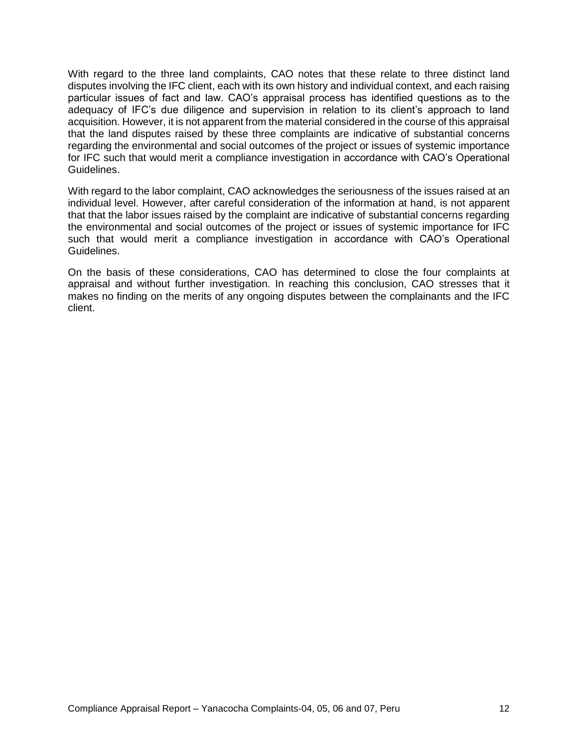With regard to the three land complaints, CAO notes that these relate to three distinct land disputes involving the IFC client, each with its own history and individual context, and each raising particular issues of fact and law. CAO's appraisal process has identified questions as to the adequacy of IFC's due diligence and supervision in relation to its client's approach to land acquisition. However, it is not apparent from the material considered in the course of this appraisal that the land disputes raised by these three complaints are indicative of substantial concerns regarding the environmental and social outcomes of the project or issues of systemic importance for IFC such that would merit a compliance investigation in accordance with CAO's Operational Guidelines.

With regard to the labor complaint, CAO acknowledges the seriousness of the issues raised at an individual level. However, after careful consideration of the information at hand, is not apparent that that the labor issues raised by the complaint are indicative of substantial concerns regarding the environmental and social outcomes of the project or issues of systemic importance for IFC such that would merit a compliance investigation in accordance with CAO's Operational Guidelines.

On the basis of these considerations, CAO has determined to close the four complaints at appraisal and without further investigation. In reaching this conclusion, CAO stresses that it makes no finding on the merits of any ongoing disputes between the complainants and the IFC client.